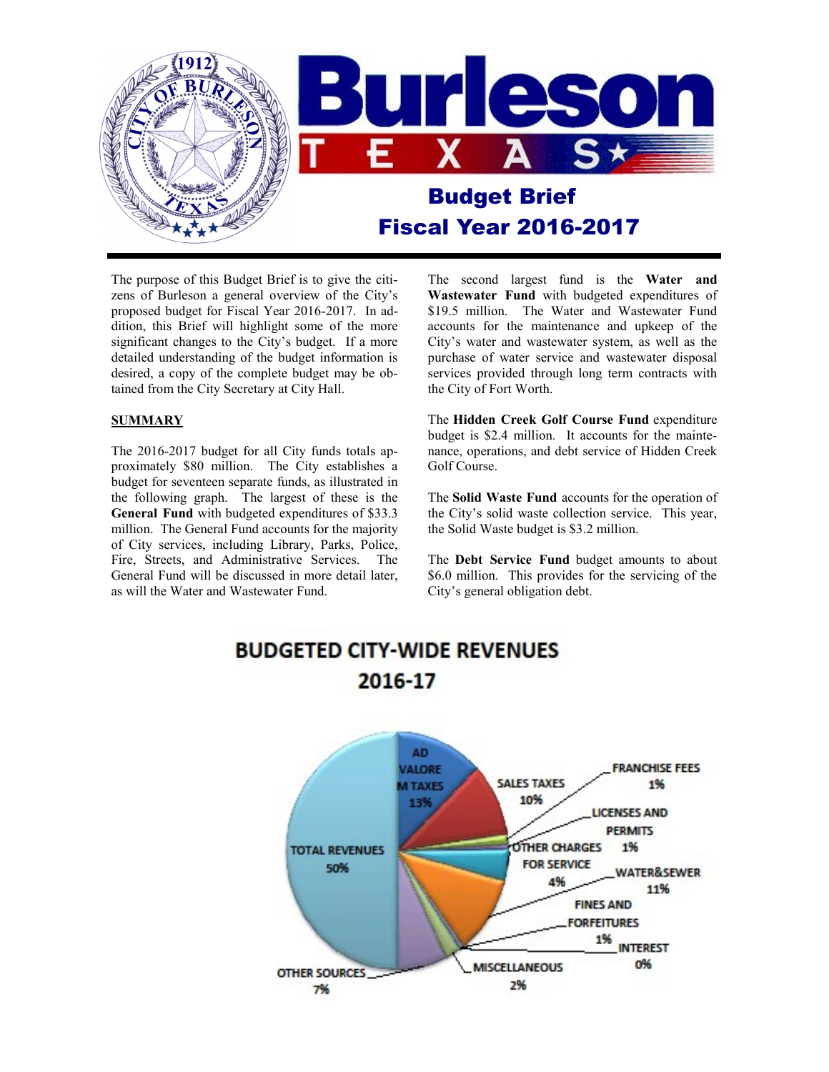# Burleson TEXAS

## Budget Brief
## Fiscal Year 2016-2017

The purpose of this Budget Brief is to give the citizens of Burleson a general overview of the City's proposed budget for Fiscal Year 2016-2017. In addition, this Brief will highlight some of the more significant changes to the City's budget. If a more detailed understanding of the budget information is desired, a copy of the complete budget may be obtained from the City Secretary at City Hall.

**SUMMARY**

The 2016-2017 budget for all City funds totals approximately \$80 million. The City establishes a budget for seventeen separate funds, as illustrated in the following graph. The largest of these is the **General Fund** with budgeted expenditures of \$33.3 million. The General Fund accounts for the majority of City services, including Library, Parks, Police, Fire, Streets, and Administrative Services. The General Fund will be discussed in more detail later, as will the Water and Wastewater Fund.

The second largest fund is the **Water and Wastewater Fund** with budgeted expenditures of \$19.5 million. The Water and Wastewater Fund accounts for the maintenance and upkeep of the City's water and wastewater system, as well as the purchase of water service and wastewater disposal services provided through long term contracts with the City of Fort Worth.

The **Hidden Creek Golf Course Fund** expenditure budget is \$2.4 million. It accounts for the maintenance, operations, and debt service of Hidden Creek Golf Course.

The **Solid Waste Fund** accounts for the operation of the City's solid waste collection service. This year, the Solid Waste budget is \$3.2 million.

The **Debt Service Fund** budget amounts to about \$6.0 million. This provides for the servicing of the City's general obligation debt.

**BUDGETED CITY-WIDE REVENUES 2016-17**

| Category | Percent |
|---|---|
| AD VALOREM TAXES | 13% |
| SALES TAXES | 10% |
| FRANCHISE FEES | 1% |
| LICENSES AND PERMITS | 1% |
| OTHER CHARGES FOR SERVICE | 4% |
| WATER&SEWER | 11% |
| FINES AND FORFEITURES | 1% |
| INTEREST | 0% |
| MISCELLANEOUS | 2% |
| OTHER SOURCES | 7% |
| TOTAL REVENUES | 50% |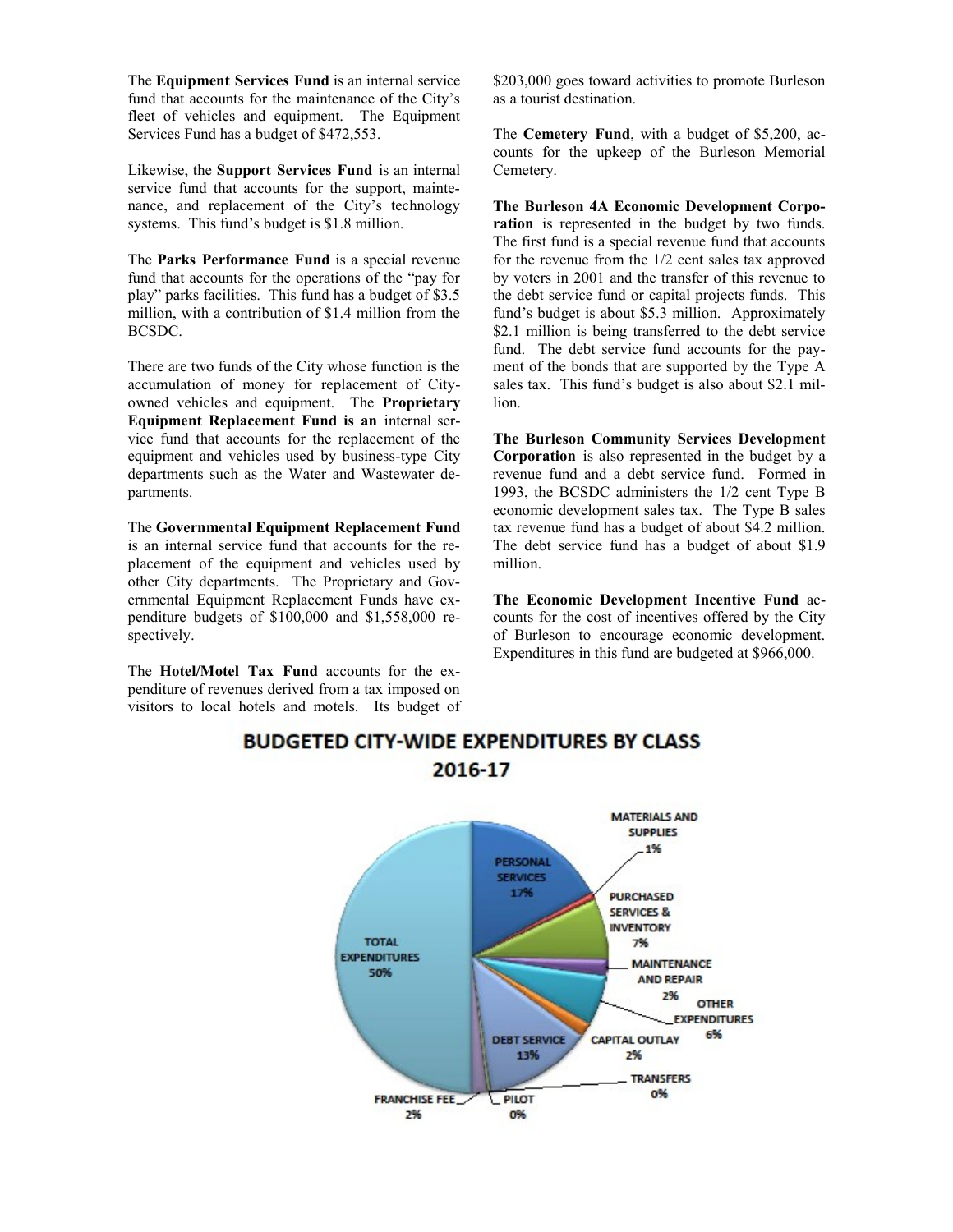The **Equipment Services Fund** is an internal service fund that accounts for the maintenance of the City's fleet of vehicles and equipment. The Equipment Services Fund has a budget of $472,553.

Likewise, the **Support Services Fund** is an internal service fund that accounts for the support, maintenance, and replacement of the City's technology systems. This fund's budget is $1.8 million.

The **Parks Performance Fund** is a special revenue fund that accounts for the operations of the "pay for play" parks facilities. This fund has a budget of $3.5 million, with a contribution of $1.4 million from the BCSDC.

There are two funds of the City whose function is the accumulation of money for replacement of City-owned vehicles and equipment. The **Proprietary Equipment Replacement Fund is an** internal service fund that accounts for the replacement of the equipment and vehicles used by business-type City departments such as the Water and Wastewater departments.

The **Governmental Equipment Replacement Fund** is an internal service fund that accounts for the replacement of the equipment and vehicles used by other City departments. The Proprietary and Governmental Equipment Replacement Funds have expenditure budgets of $100,000 and $1,558,000 respectively.

The **Hotel/Motel Tax Fund** accounts for the expenditure of revenues derived from a tax imposed on visitors to local hotels and motels. Its budget of $203,000 goes toward activities to promote Burleson as a tourist destination.

The **Cemetery Fund**, with a budget of $5,200, accounts for the upkeep of the Burleson Memorial Cemetery.

**The Burleson 4A Economic Development Corporation** is represented in the budget by two funds. The first fund is a special revenue fund that accounts for the revenue from the 1/2 cent sales tax approved by voters in 2001 and the transfer of this revenue to the debt service fund or capital projects funds. This fund's budget is about $5.3 million. Approximately $2.1 million is being transferred to the debt service fund. The debt service fund accounts for the payment of the bonds that are supported by the Type A sales tax. This fund's budget is also about $2.1 million.

**The Burleson Community Services Development Corporation** is also represented in the budget by a revenue fund and a debt service fund. Formed in 1993, the BCSDC administers the 1/2 cent Type B economic development sales tax. The Type B sales tax revenue fund has a budget of about $4.2 million. The debt service fund has a budget of about $1.9 million.

**The Economic Development Incentive Fund** accounts for the cost of incentives offered by the City of Burleson to encourage economic development. Expenditures in this fund are budgeted at $966,000.

**BUDGETED CITY-WIDE EXPENDITURES BY CLASS 2016-17**

| Class | Percent |
|---|---|
| Personal Services | 17% |
| Materials and Supplies | 1% |
| Purchased Services & Inventory | 7% |
| Maintenance and Repair | 2% |
| Other Expenditures | 6% |
| Capital Outlay | 2% |
| Transfers | 0% |
| Debt Service | 13% |
| PILOT | 0% |
| Franchise Fee | 2% |
| Total Expenditures | 50% |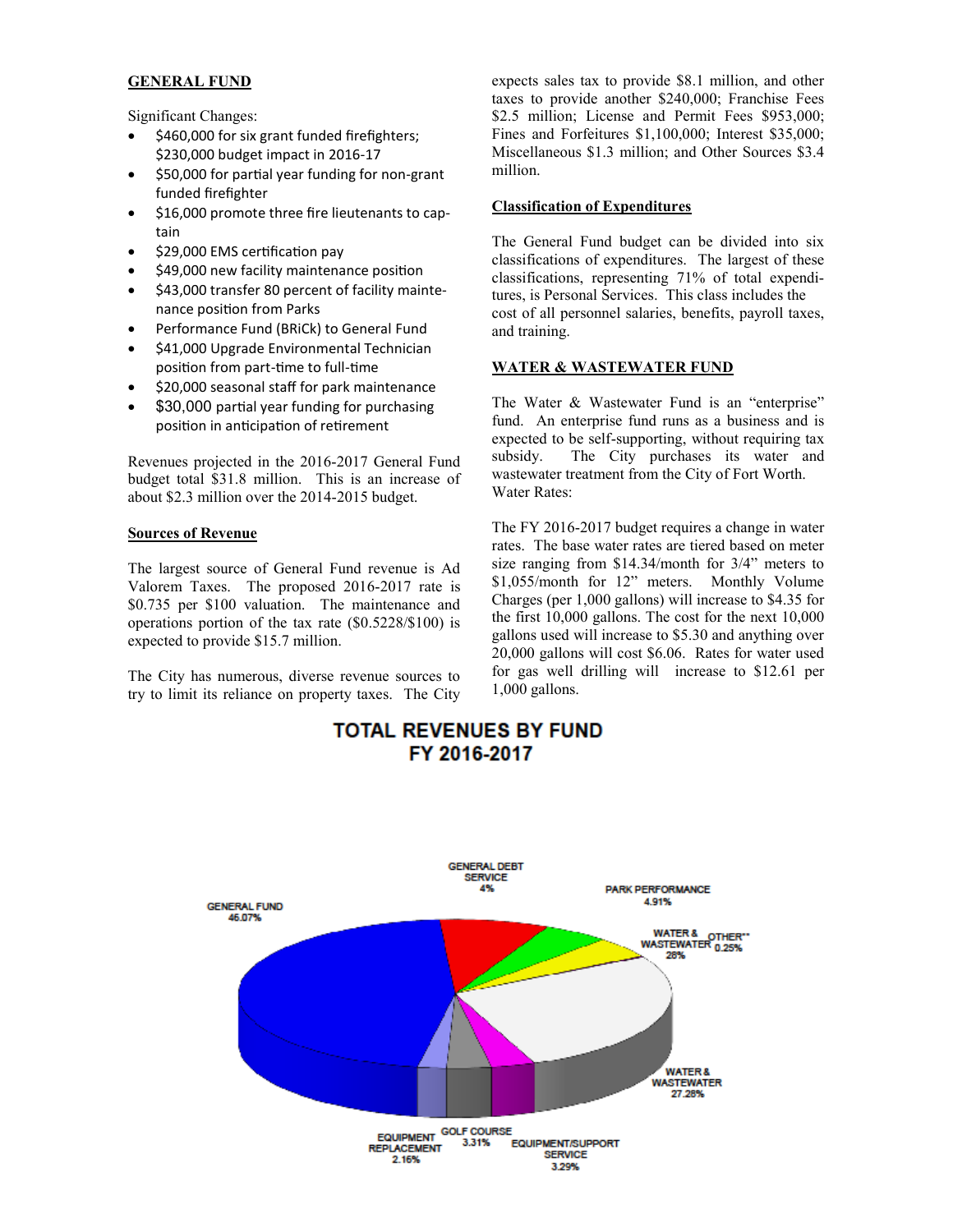## GENERAL FUND

Significant Changes:

- $460,000 for six grant funded firefighters; $230,000 budget impact in 2016-17
- $50,000 for partial year funding for non-grant funded firefighter
- $16,000 promote three fire lieutenants to captain
- $29,000 EMS certification pay
- $49,000 new facility maintenance position
- $43,000 transfer 80 percent of facility maintenance position from Parks
- Performance Fund (BRiCk) to General Fund
- $41,000 Upgrade Environmental Technician position from part-time to full-time
- $20,000 seasonal staff for park maintenance
- $30,000 partial year funding for purchasing position in anticipation of retirement

Revenues projected in the 2016-2017 General Fund budget total $31.8 million. This is an increase of about $2.3 million over the 2014-2015 budget.

### Sources of Revenue

The largest source of General Fund revenue is Ad Valorem Taxes. The proposed 2016-2017 rate is $0.735 per $100 valuation. The maintenance and operations portion of the tax rate ($0.5228/$100) is expected to provide $15.7 million.

The City has numerous, diverse revenue sources to try to limit its reliance on property taxes. The City expects sales tax to provide $8.1 million, and other taxes to provide another $240,000; Franchise Fees $2.5 million; License and Permit Fees $953,000; Fines and Forfeitures $1,100,000; Interest $35,000; Miscellaneous $1.3 million; and Other Sources $3.4 million.

### Classification of Expenditures

The General Fund budget can be divided into six classifications of expenditures. The largest of these classifications, representing 71% of total expenditures, is Personal Services. This class includes the cost of all personnel salaries, benefits, payroll taxes, and training.

## WATER & WASTEWATER FUND

The Water & Wastewater Fund is an "enterprise" fund. An enterprise fund runs as a business and is expected to be self-supporting, without requiring tax subsidy. The City purchases its water and wastewater treatment from the City of Fort Worth.

Water Rates:

The FY 2016-2017 budget requires a change in water rates. The base water rates are tiered based on meter size ranging from $14.34/month for 3/4" meters to $1,055/month for 12" meters. Monthly Volume Charges (per 1,000 gallons) will increase to $4.35 for the first 10,000 gallons. The cost for the next 10,000 gallons used will increase to $5.30 and anything over 20,000 gallons will cost $6.06. Rates for water used for gas well drilling will increase to $12.61 per 1,000 gallons.

**TOTAL REVENUES BY FUND**
**FY 2016-2017**

| Fund | Percent |
|---|---|
| GENERAL FUND | 46.07% |
| GENERAL DEBT SERVICE | 4% |
| PARK PERFORMANCE | 4.91% |
| WATER & WASTEWATER | 28% |
| OTHER** | 0.25% |
| WATER & WASTEWATER | 27.28% |
| EQUIPMENT/SUPPORT SERVICE | 3.29% |
| GOLF COURSE | 3.31% |
| EQUIPMENT REPLACEMENT | 2.16% |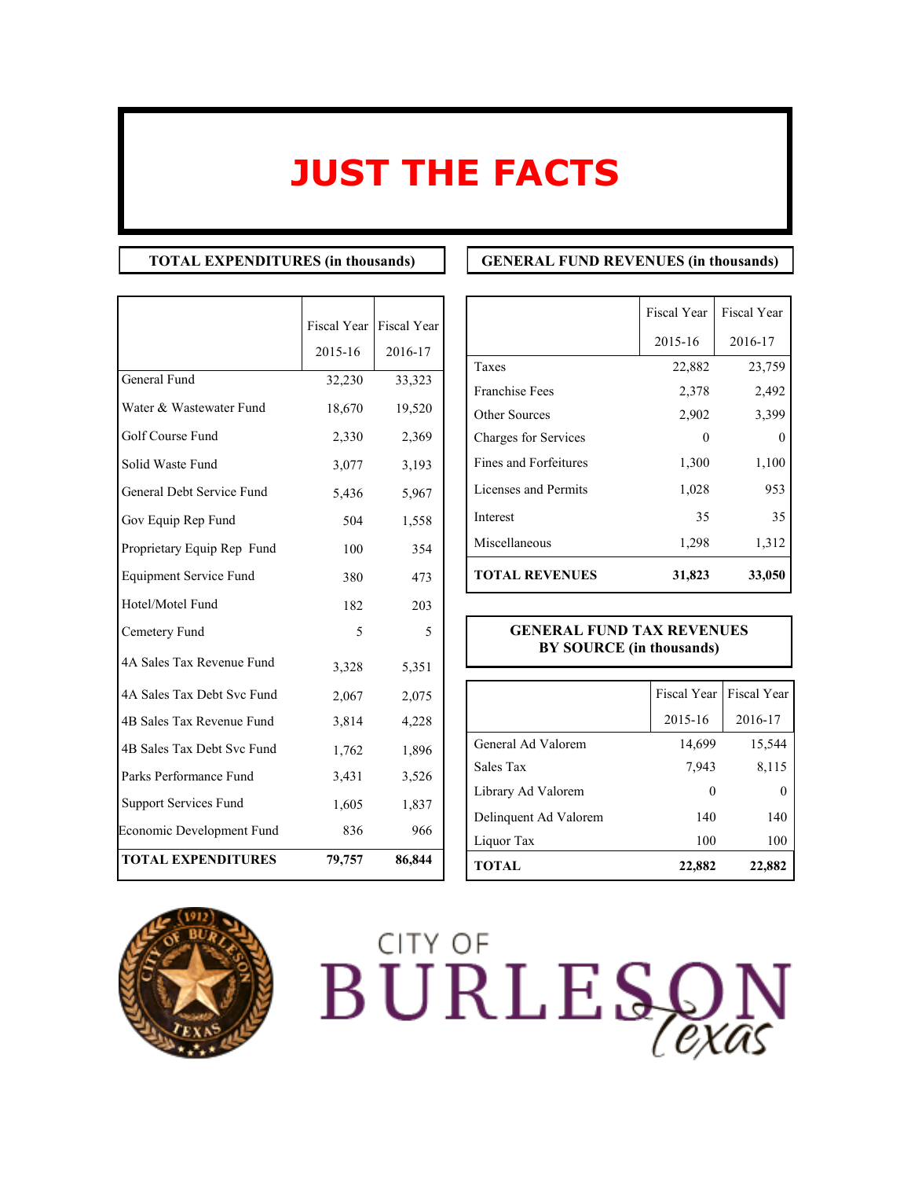# JUST THE FACTS

## TOTAL EXPENDITURES (in thousands)

| | Fiscal Year 2015-16 | Fiscal Year 2016-17 |
|---|---|---|
| General Fund | 32,230 | 33,323 |
| Water & Wastewater Fund | 18,670 | 19,520 |
| Golf Course Fund | 2,330 | 2,369 |
| Solid Waste Fund | 3,077 | 3,193 |
| General Debt Service Fund | 5,436 | 5,967 |
| Gov Equip Rep Fund | 504 | 1,558 |
| Proprietary Equip Rep Fund | 100 | 354 |
| Equipment Service Fund | 380 | 473 |
| Hotel/Motel Fund | 182 | 203 |
| Cemetery Fund | 5 | 5 |
| 4A Sales Tax Revenue Fund | 3,328 | 5,351 |
| 4A Sales Tax Debt Svc Fund | 2,067 | 2,075 |
| 4B Sales Tax Revenue Fund | 3,814 | 4,228 |
| 4B Sales Tax Debt Svc Fund | 1,762 | 1,896 |
| Parks Performance Fund | 3,431 | 3,526 |
| Support Services Fund | 1,605 | 1,837 |
| Economic Development Fund | 836 | 966 |
| **TOTAL EXPENDITURES** | **79,757** | **86,844** |

## GENERAL FUND REVENUES (in thousands)

| | Fiscal Year 2015-16 | Fiscal Year 2016-17 |
|---|---|---|
| Taxes | 22,882 | 23,759 |
| Franchise Fees | 2,378 | 2,492 |
| Other Sources | 2,902 | 3,399 |
| Charges for Services | 0 | 0 |
| Fines and Forfeitures | 1,300 | 1,100 |
| Licenses and Permits | 1,028 | 953 |
| Interest | 35 | 35 |
| Miscellaneous | 1,298 | 1,312 |
| **TOTAL REVENUES** | **31,823** | **33,050** |

## GENERAL FUND TAX REVENUES BY SOURCE (in thousands)

| | Fiscal Year 2015-16 | Fiscal Year 2016-17 |
|---|---|---|
| General Ad Valorem | 14,699 | 15,544 |
| Sales Tax | 7,943 | 8,115 |
| Library Ad Valorem | 0 | 0 |
| Delinquent Ad Valorem | 140 | 140 |
| Liquor Tax | 100 | 100 |
| **TOTAL** | **22,882** | **22,882** |

CITY OF BURLESON Texas